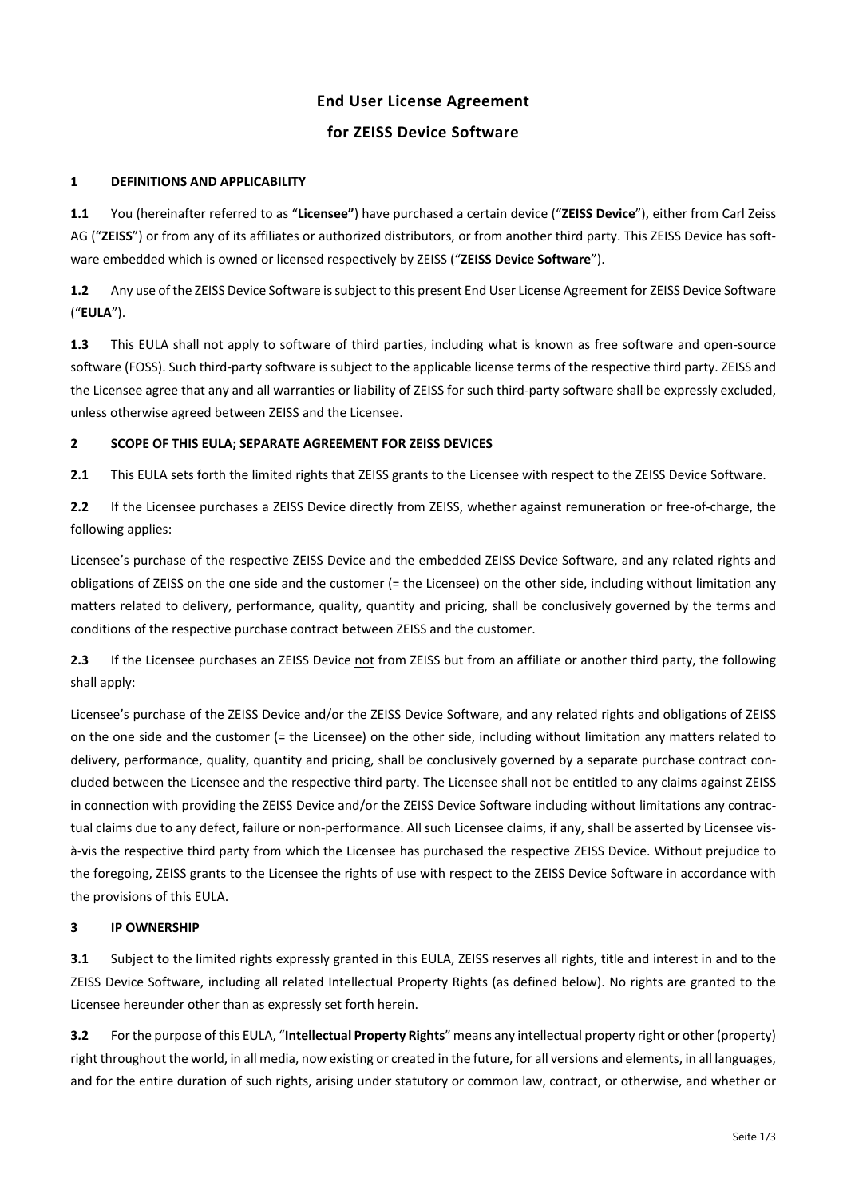# End User License Agreement

# for ZEISS Device Software

## 1 DEFINITIONS AND APPLICABILITY

**1.1** You (hereinafter referred to as "**Licensee"**) have purchased a certain device ("**ZEISS Device**"), either from Carl Zeiss AG ("**ZEISS**") or from any of its affiliates or authorized distributors, or from another third party. This ZEISS Device has software embedded which is owned or licensed respectively by ZEISS ("**ZEISS Device Software**").

**1.2** Any use of the ZEISS Device Software is subject to this present End User License Agreement for ZEISS Device Software ("**EULA**").

**1.3** This EULA shall not apply to software of third parties, including what is known as free software and open-source software (FOSS). Such third-party software is subject to the applicable license terms of the respective third party. ZEISS and the Licensee agree that any and all warranties or liability of ZEISS for such third-party software shall be expressly excluded, unless otherwise agreed between ZEISS and the Licensee.

## 2 SCOPE OF THIS EULA; SEPARATE AGREEMENT FOR ZEISS DEVICES

**2.1** This EULA sets forth the limited rights that ZEISS grants to the Licensee with respect to the ZEISS Device Software.

**2.2** If the Licensee purchases a ZEISS Device directly from ZEISS, whether against remuneration or free-of-charge, the following applies:

Licensee's purchase of the respective ZEISS Device and the embedded ZEISS Device Software, and any related rights and obligations of ZEISS on the one side and the customer (= the Licensee) on the other side, including without limitation any matters related to delivery, performance, quality, quantity and pricing, shall be conclusively governed by the terms and conditions of the respective purchase contract between ZEISS and the customer.

**2.3** If the Licensee purchases an ZEISS Device not from ZEISS but from an affiliate or another third party, the following shall apply:

Licensee's purchase of the ZEISS Device and/or the ZEISS Device Software, and any related rights and obligations of ZEISS on the one side and the customer (= the Licensee) on the other side, including without limitation any matters related to delivery, performance, quality, quantity and pricing, shall be conclusively governed by a separate purchase contract concluded between the Licensee and the respective third party. The Licensee shall not be entitled to any claims against ZEISS in connection with providing the ZEISS Device and/or the ZEISS Device Software including without limitations any contractual claims due to any defect, failure or non-performance. All such Licensee claims, if any, shall be asserted by Licensee vis-à-vis the respective third party from which the Licensee has purchased the respective ZEISS Device. Without prejudice to the foregoing, ZEISS grants to the Licensee the rights of use with respect to the ZEISS Device Software in accordance with the provisions of this EULA.

## 3 IP OWNERSHIP

**3.1** Subject to the limited rights expressly granted in this EULA, ZEISS reserves all rights, title and interest in and to the ZEISS Device Software, including all related Intellectual Property Rights (as defined below). No rights are granted to the Licensee hereunder other than as expressly set forth herein.

**3.2** For the purpose of this EULA, "**Intellectual Property Rights**" means any intellectual property right or other (property) right throughout the world, in all media, now existing or created in the future, for all versions and elements, in all languages, and for the entire duration of such rights, arising under statutory or common law, contract, or otherwise, and whether or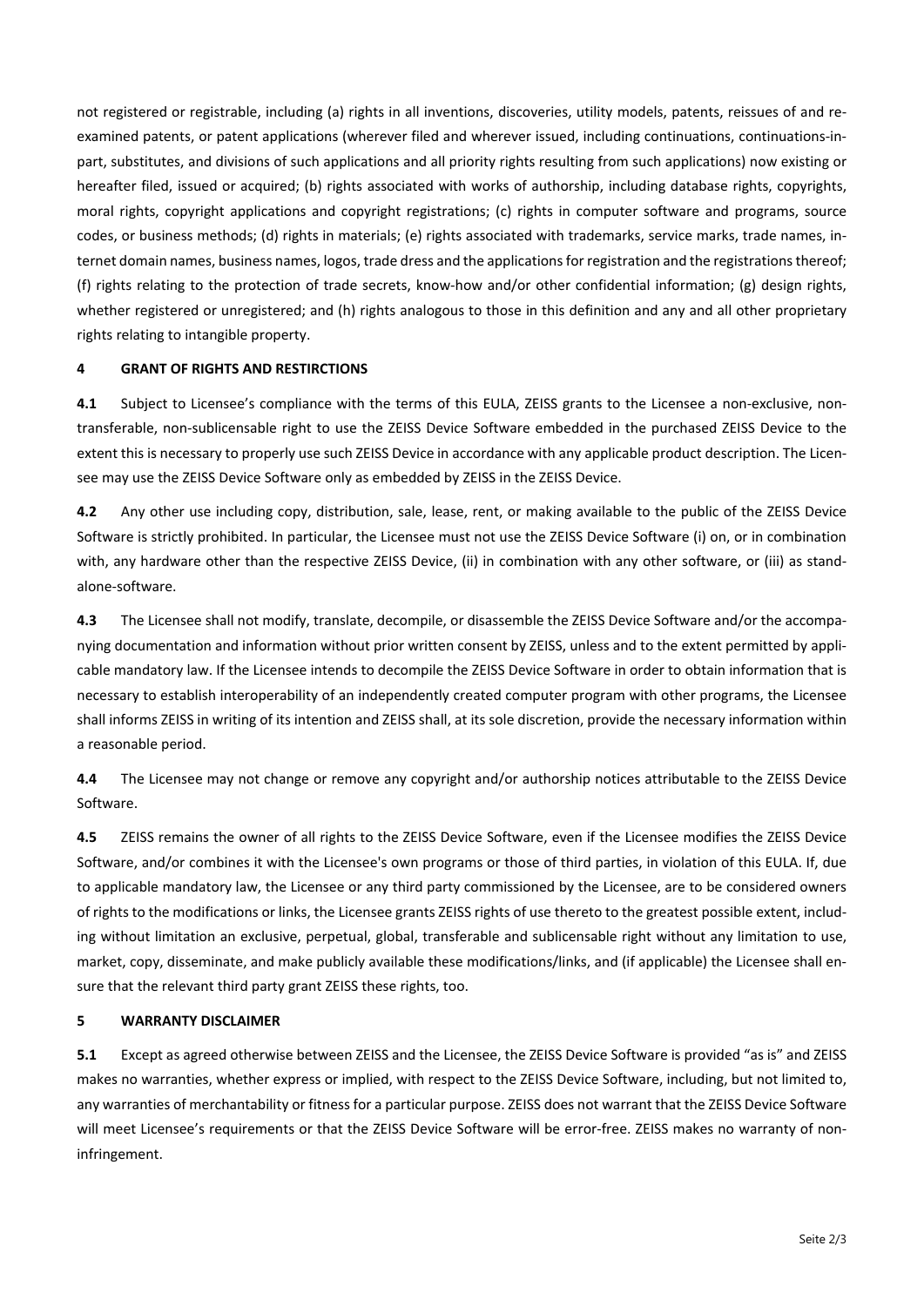not registered or registrable, including (a) rights in all inventions, discoveries, utility models, patents, reissues of and re-examined patents, or patent applications (wherever filed and wherever issued, including continuations, continuations-in-part, substitutes, and divisions of such applications and all priority rights resulting from such applications) now existing or hereafter filed, issued or acquired; (b) rights associated with works of authorship, including database rights, copyrights, moral rights, copyright applications and copyright registrations; (c) rights in computer software and programs, source codes, or business methods; (d) rights in materials; (e) rights associated with trademarks, service marks, trade names, internet domain names, business names, logos, trade dress and the applications for registration and the registrations thereof; (f) rights relating to the protection of trade secrets, know-how and/or other confidential information; (g) design rights, whether registered or unregistered; and (h) rights analogous to those in this definition and any and all other proprietary rights relating to intangible property.

## 4 GRANT OF RIGHTS AND RESTIRCTIONS

**4.1** Subject to Licensee's compliance with the terms of this EULA, ZEISS grants to the Licensee a non-exclusive, non-transferable, non-sublicensable right to use the ZEISS Device Software embedded in the purchased ZEISS Device to the extent this is necessary to properly use such ZEISS Device in accordance with any applicable product description. The Licensee may use the ZEISS Device Software only as embedded by ZEISS in the ZEISS Device.

**4.2** Any other use including copy, distribution, sale, lease, rent, or making available to the public of the ZEISS Device Software is strictly prohibited. In particular, the Licensee must not use the ZEISS Device Software (i) on, or in combination with, any hardware other than the respective ZEISS Device, (ii) in combination with any other software, or (iii) as stand-alone-software.

**4.3** The Licensee shall not modify, translate, decompile, or disassemble the ZEISS Device Software and/or the accompanying documentation and information without prior written consent by ZEISS, unless and to the extent permitted by applicable mandatory law. If the Licensee intends to decompile the ZEISS Device Software in order to obtain information that is necessary to establish interoperability of an independently created computer program with other programs, the Licensee shall informs ZEISS in writing of its intention and ZEISS shall, at its sole discretion, provide the necessary information within a reasonable period.

**4.4** The Licensee may not change or remove any copyright and/or authorship notices attributable to the ZEISS Device Software.

**4.5** ZEISS remains the owner of all rights to the ZEISS Device Software, even if the Licensee modifies the ZEISS Device Software, and/or combines it with the Licensee's own programs or those of third parties, in violation of this EULA. If, due to applicable mandatory law, the Licensee or any third party commissioned by the Licensee, are to be considered owners of rights to the modifications or links, the Licensee grants ZEISS rights of use thereto to the greatest possible extent, including without limitation an exclusive, perpetual, global, transferable and sublicensable right without any limitation to use, market, copy, disseminate, and make publicly available these modifications/links, and (if applicable) the Licensee shall ensure that the relevant third party grant ZEISS these rights, too.

## 5 WARRANTY DISCLAIMER

**5.1** Except as agreed otherwise between ZEISS and the Licensee, the ZEISS Device Software is provided "as is" and ZEISS makes no warranties, whether express or implied, with respect to the ZEISS Device Software, including, but not limited to, any warranties of merchantability or fitness for a particular purpose. ZEISS does not warrant that the ZEISS Device Software will meet Licensee's requirements or that the ZEISS Device Software will be error-free. ZEISS makes no warranty of non-infringement.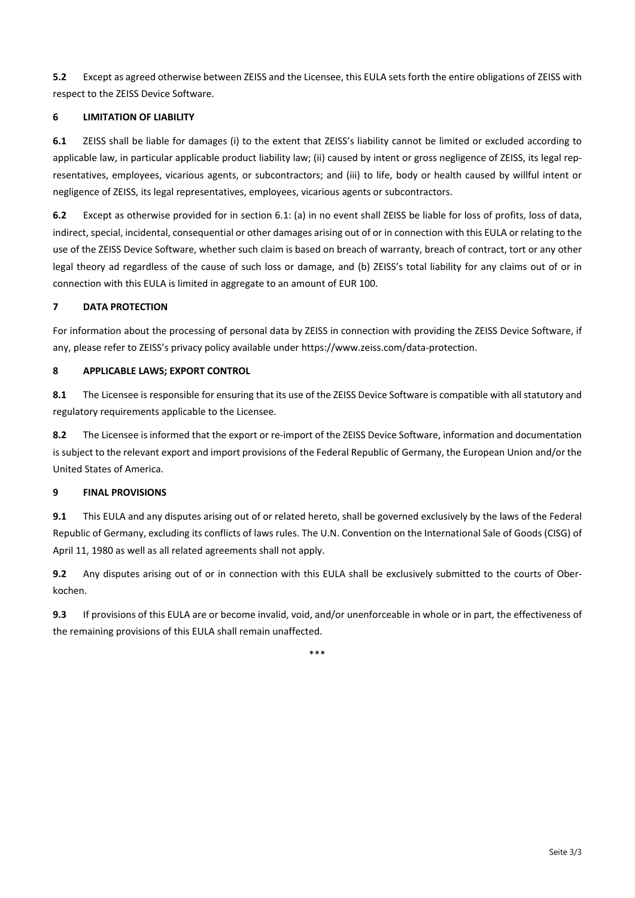**5.2** Except as agreed otherwise between ZEISS and the Licensee, this EULA sets forth the entire obligations of ZEISS with respect to the ZEISS Device Software.

## 6 LIMITATION OF LIABILITY

**6.1** ZEISS shall be liable for damages (i) to the extent that ZEISS's liability cannot be limited or excluded according to applicable law, in particular applicable product liability law; (ii) caused by intent or gross negligence of ZEISS, its legal representatives, employees, vicarious agents, or subcontractors; and (iii) to life, body or health caused by willful intent or negligence of ZEISS, its legal representatives, employees, vicarious agents or subcontractors.

**6.2** Except as otherwise provided for in section 6.1: (a) in no event shall ZEISS be liable for loss of profits, loss of data, indirect, special, incidental, consequential or other damages arising out of or in connection with this EULA or relating to the use of the ZEISS Device Software, whether such claim is based on breach of warranty, breach of contract, tort or any other legal theory ad regardless of the cause of such loss or damage, and (b) ZEISS's total liability for any claims out of or in connection with this EULA is limited in aggregate to an amount of EUR 100.

## 7 DATA PROTECTION

For information about the processing of personal data by ZEISS in connection with providing the ZEISS Device Software, if any, please refer to ZEISS's privacy policy available under https://www.zeiss.com/data-protection.

## 8 APPLICABLE LAWS; EXPORT CONTROL

**8.1** The Licensee is responsible for ensuring that its use of the ZEISS Device Software is compatible with all statutory and regulatory requirements applicable to the Licensee.

**8.2** The Licensee is informed that the export or re-import of the ZEISS Device Software, information and documentation is subject to the relevant export and import provisions of the Federal Republic of Germany, the European Union and/or the United States of America.

## 9 FINAL PROVISIONS

**9.1** This EULA and any disputes arising out of or related hereto, shall be governed exclusively by the laws of the Federal Republic of Germany, excluding its conflicts of laws rules. The U.N. Convention on the International Sale of Goods (CISG) of April 11, 1980 as well as all related agreements shall not apply.

**9.2** Any disputes arising out of or in connection with this EULA shall be exclusively submitted to the courts of Oberkochen.

**9.3** If provisions of this EULA are or become invalid, void, and/or unenforceable in whole or in part, the effectiveness of the remaining provisions of this EULA shall remain unaffected.

***